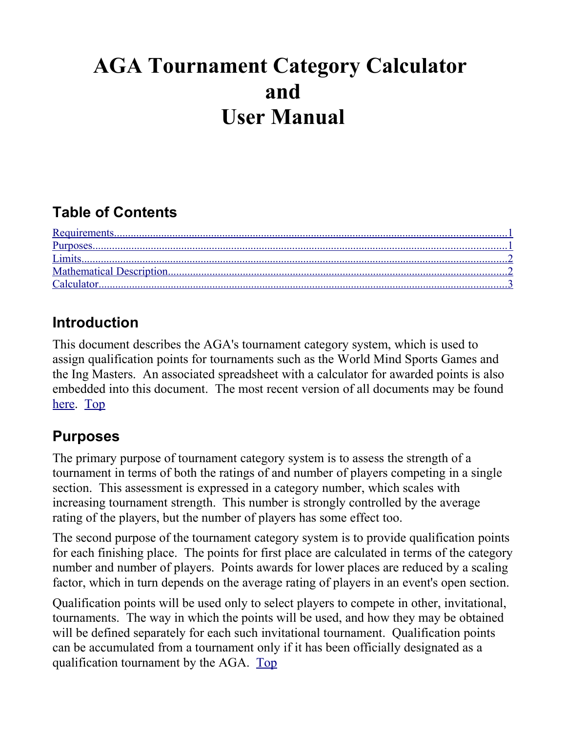# AGA Tournament Category Calculator and User Manual

## Table of Contents

- Requirements....1
- Purposes....1
- Limits....2
- Mathematical Description....2
- Calculator....3

## Introduction

This document describes the AGA's tournament category system, which is used to assign qualification points for tournaments such as the World Mind Sports Games and the Ing Masters. An associated spreadsheet with a calculator for awarded points is also embedded into this document. The most recent version of all documents may be found here. Top

## Purposes

The primary purpose of tournament category system is to assess the strength of a tournament in terms of both the ratings of and number of players competing in a single section. This assessment is expressed in a category number, which scales with increasing tournament strength. This number is strongly controlled by the average rating of the players, but the number of players has some effect too.

The second purpose of the tournament category system is to provide qualification points for each finishing place. The points for first place are calculated in terms of the category number and number of players. Points awards for lower places are reduced by a scaling factor, which in turn depends on the average rating of players in an event's open section.

Qualification points will be used only to select players to compete in other, invitational, tournaments. The way in which the points will be used, and how they may be obtained will be defined separately for each such invitational tournament. Qualification points can be accumulated from a tournament only if it has been officially designated as a qualification tournament by the AGA. Top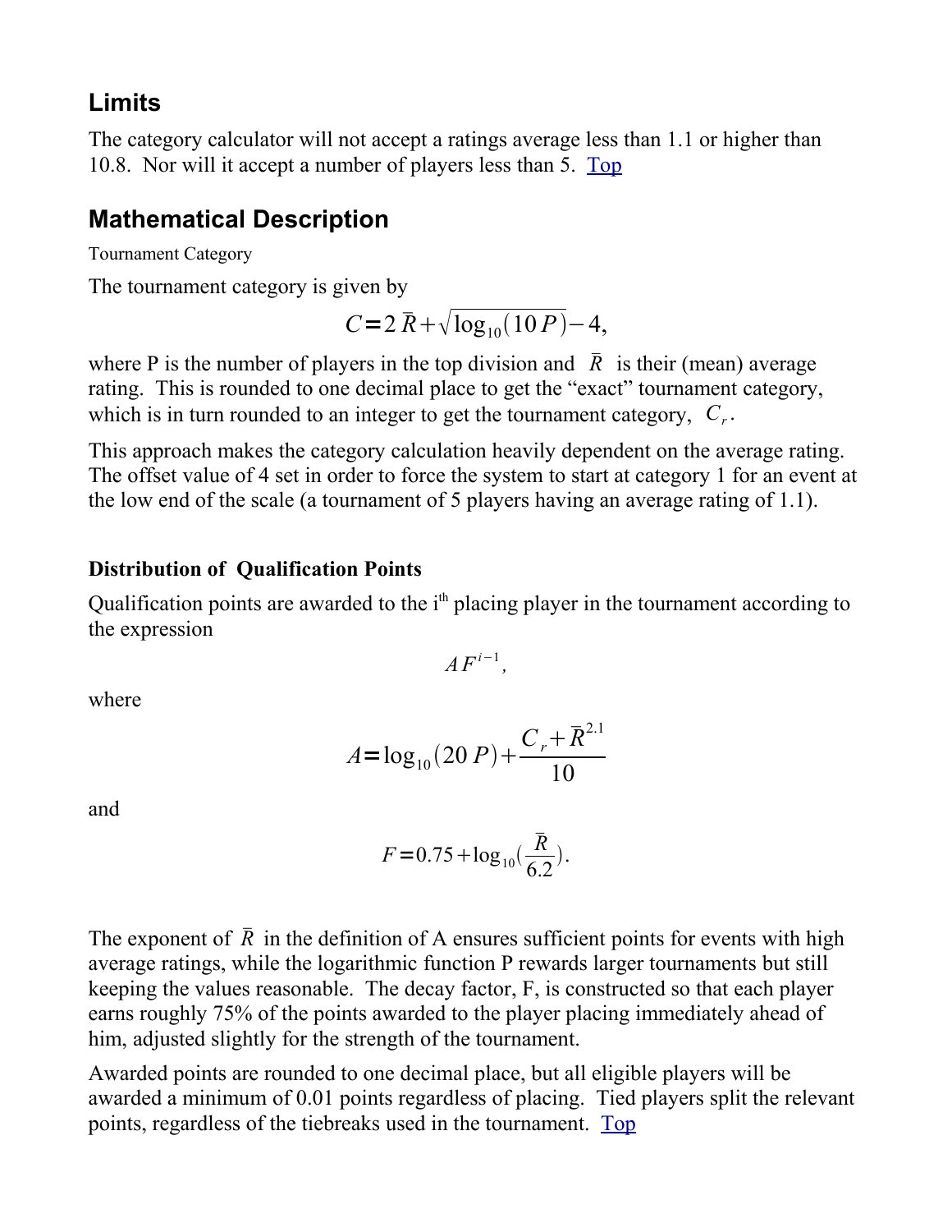## Limits

The category calculator will not accept a ratings average less than 1.1 or higher than 10.8. Nor will it accept a number of players less than 5. Top

## Mathematical Description

Tournament Category

The tournament category is given by

$$C = 2\bar{R} + \sqrt{\log_{10}(10P)} - 4,$$

where P is the number of players in the top division and $\bar{R}$ is their (mean) average rating. This is rounded to one decimal place to get the "exact" tournament category, which is in turn rounded to an integer to get the tournament category, $C_r$.

This approach makes the category calculation heavily dependent on the average rating. The offset value of 4 set in order to force the system to start at category 1 for an event at the low end of the scale (a tournament of 5 players having an average rating of 1.1).

### Distribution of Qualification Points

Qualification points are awarded to the i[th] placing player in the tournament according to the expression

$$AF^{i-1},$$

where

$$A = \log_{10}(20P) + \frac{C_r + \bar{R}^{2.1}}{10}$$

and

$$F = 0.75 + \log_{10}\left(\frac{\bar{R}}{6.2}\right).$$

The exponent of $\bar{R}$ in the definition of A ensures sufficient points for events with high average ratings, while the logarithmic function P rewards larger tournaments but still keeping the values reasonable. The decay factor, F, is constructed so that each player earns roughly 75% of the points awarded to the player placing immediately ahead of him, adjusted slightly for the strength of the tournament.

Awarded points are rounded to one decimal place, but all eligible players will be awarded a minimum of 0.01 points regardless of placing. Tied players split the relevant points, regardless of the tiebreaks used in the tournament. Top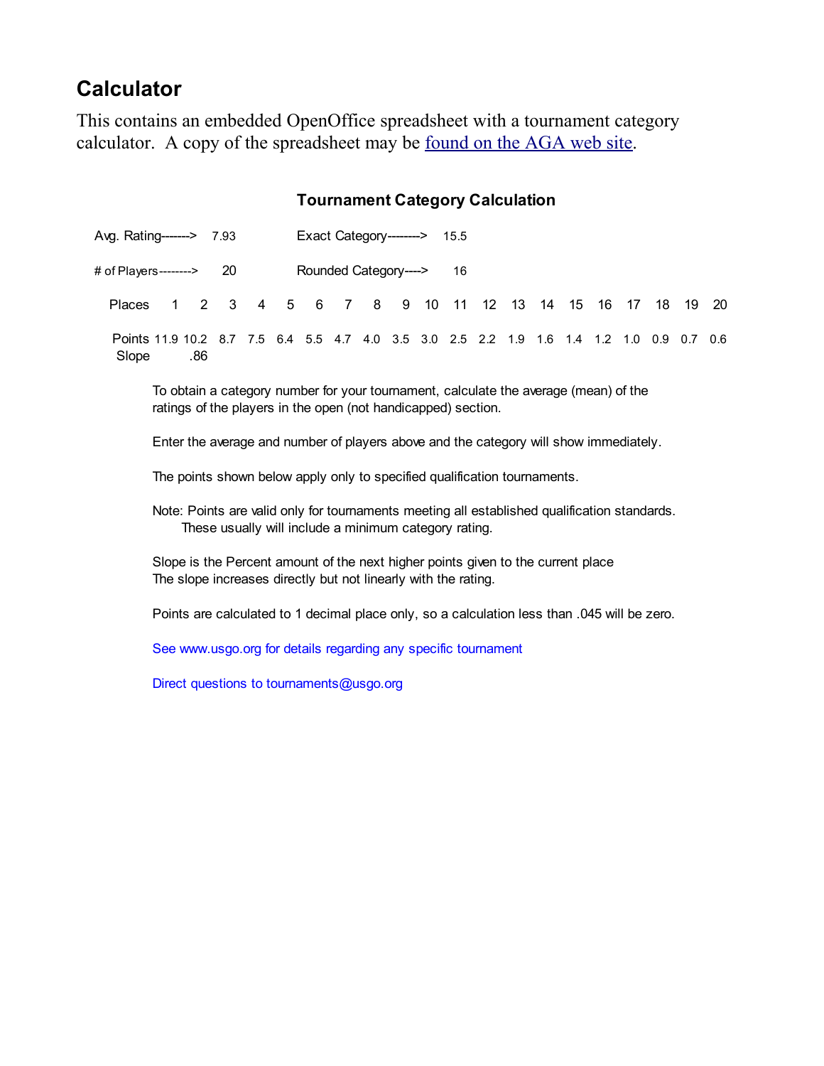## Calculator

This contains an embedded OpenOffice spreadsheet with a tournament category calculator. A copy of the spreadsheet may be found on the AGA web site.

### Tournament Category Calculation

Avg. Rating-------> 7.93 Exact Category--------> 15.5

# of Players--------> 20 Rounded Category----> 16

| Places | 1 | 2 | 3 | 4 | 5 | 6 | 7 | 8 | 9 | 10 | 11 | 12 | 13 | 14 | 15 | 16 | 17 | 18 | 19 | 20 |
|---|---|---|---|---|---|---|---|---|---|---|---|---|---|---|---|---|---|---|---|---|
| Points | 11.9 | 10.2 | 8.7 | 7.5 | 6.4 | 5.5 | 4.7 | 4.0 | 3.5 | 3.0 | 2.5 | 2.2 | 1.9 | 1.6 | 1.4 | 1.2 | 1.0 | 0.9 | 0.7 | 0.6 |
| Slope | | .86 | | | | | | | | | | | | | | | | | | |

To obtain a category number for your tournament, calculate the average (mean) of the ratings of the players in the open (not handicapped) section.

Enter the average and number of players above and the category will show immediately.

The points shown below apply only to specified qualification tournaments.

Note: Points are valid only for tournaments meeting all established qualification standards. These usually will include a minimum category rating.

Slope is the Percent amount of the next higher points given to the current place
The slope increases directly but not linearly with the rating.

Points are calculated to 1 decimal place only, so a calculation less than .045 will be zero.

See www.usgo.org for details regarding any specific tournament

Direct questions to tournaments@usgo.org